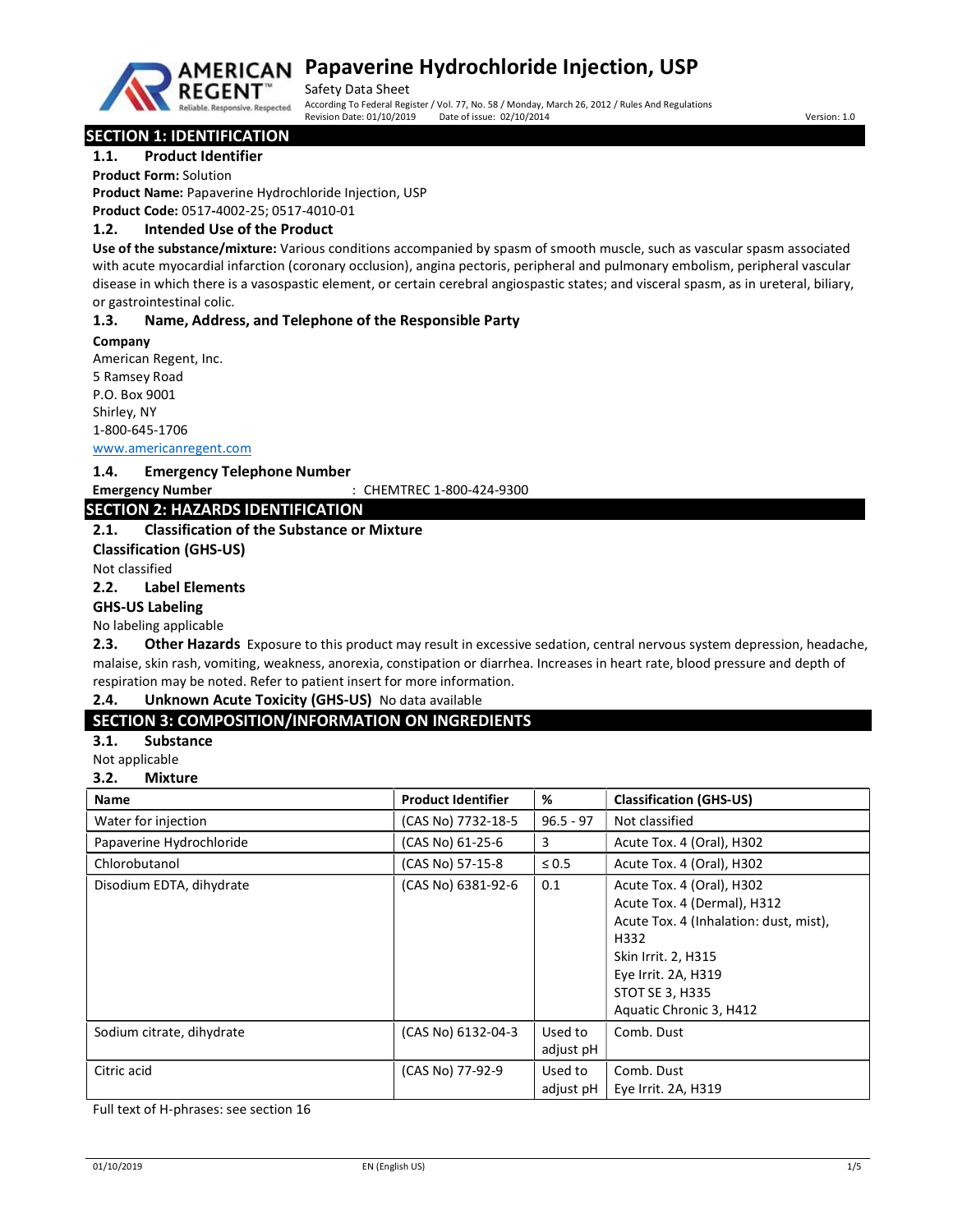# Papaverine Hydrochloride Injection, USP

Safety Data Sheet

According To Federal Register / Vol. 77, No. 58 / Monday, March 26, 2012 / Rules And Regulations

Revision Date: 01/10/2019 Date of issue: 02/10/2014 Version: 1.0

## SECTION 1: IDENTIFICATION

### 1.1. Product Identifier

**Product Form:** Solution

**Product Name:** Papaverine Hydrochloride Injection, USP

**Product Code:** 0517-4002-25; 0517-4010-01

### 1.2. Intended Use of the Product

**Use of the substance/mixture:** Various conditions accompanied by spasm of smooth muscle, such as vascular spasm associated with acute myocardial infarction (coronary occlusion), angina pectoris, peripheral and pulmonary embolism, peripheral vascular disease in which there is a vasospastic element, or certain cerebral angiospastic states; and visceral spasm, as in ureteral, biliary, or gastrointestinal colic.

### 1.3. Name, Address, and Telephone of the Responsible Party

**Company**

American Regent, Inc.
5 Ramsey Road
P.O. Box 9001
Shirley, NY
1-800-645-1706
www.americanregent.com

### 1.4. Emergency Telephone Number

**Emergency Number** : CHEMTREC 1-800-424-9300

## SECTION 2: HAZARDS IDENTIFICATION

### 2.1. Classification of the Substance or Mixture

**Classification (GHS-US)**

Not classified

### 2.2. Label Elements

**GHS-US Labeling**

No labeling applicable

### 2.3. Other Hazards

Exposure to this product may result in excessive sedation, central nervous system depression, headache, malaise, skin rash, vomiting, weakness, anorexia, constipation or diarrhea. Increases in heart rate, blood pressure and depth of respiration may be noted. Refer to patient insert for more information.

### 2.4. Unknown Acute Toxicity (GHS-US)

No data available

## SECTION 3: COMPOSITION/INFORMATION ON INGREDIENTS

### 3.1. Substance

Not applicable

### 3.2. Mixture

| Name | Product Identifier | % | Classification (GHS-US) |
|---|---|---|---|
| Water for injection | (CAS No) 7732-18-5 | 96.5 - 97 | Not classified |
| Papaverine Hydrochloride | (CAS No) 61-25-6 | 3 | Acute Tox. 4 (Oral), H302 |
| Chlorobutanol | (CAS No) 57-15-8 | ≤ 0.5 | Acute Tox. 4 (Oral), H302 |
| Disodium EDTA, dihydrate | (CAS No) 6381-92-6 | 0.1 | Acute Tox. 4 (Oral), H302<br>Acute Tox. 4 (Dermal), H312<br>Acute Tox. 4 (Inhalation: dust, mist), H332<br>Skin Irrit. 2, H315<br>Eye Irrit. 2A, H319<br>STOT SE 3, H335<br>Aquatic Chronic 3, H412 |
| Sodium citrate, dihydrate | (CAS No) 6132-04-3 | Used to adjust pH | Comb. Dust |
| Citric acid | (CAS No) 77-92-9 | Used to adjust pH | Comb. Dust<br>Eye Irrit. 2A, H319 |

Full text of H-phrases: see section 16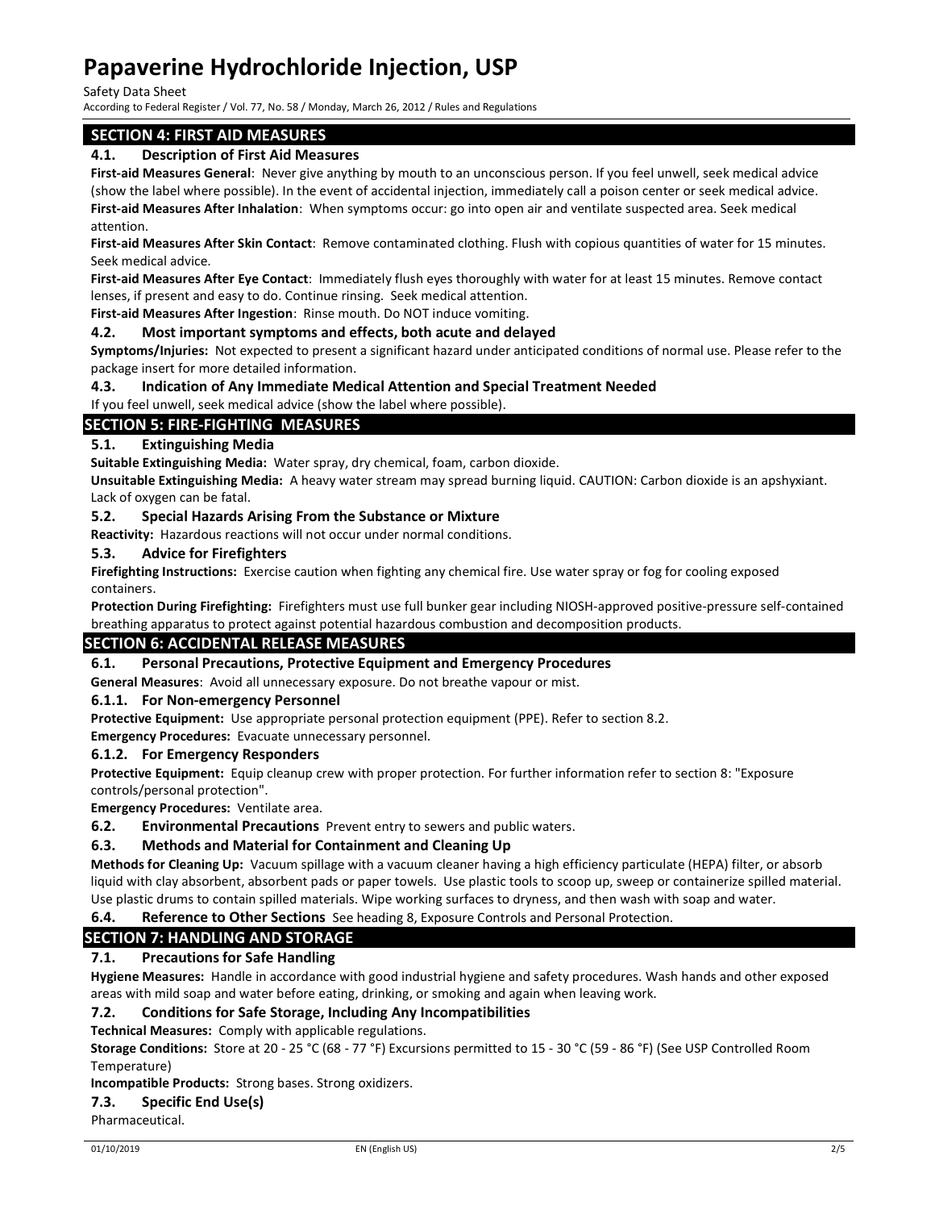## SECTION 4: FIRST AID MEASURES

### 4.1. Description of First Aid Measures

**First-aid Measures General**: Never give anything by mouth to an unconscious person. If you feel unwell, seek medical advice (show the label where possible). In the event of accidental injection, immediately call a poison center or seek medical advice.

**First-aid Measures After Inhalation**: When symptoms occur: go into open air and ventilate suspected area. Seek medical attention.

**First-aid Measures After Skin Contact**: Remove contaminated clothing. Flush with copious quantities of water for 15 minutes. Seek medical advice.

**First-aid Measures After Eye Contact**: Immediately flush eyes thoroughly with water for at least 15 minutes. Remove contact lenses, if present and easy to do. Continue rinsing. Seek medical attention.

**First-aid Measures After Ingestion**: Rinse mouth. Do NOT induce vomiting.

### 4.2. Most important symptoms and effects, both acute and delayed

**Symptoms/Injuries:** Not expected to present a significant hazard under anticipated conditions of normal use. Please refer to the package insert for more detailed information.

### 4.3. Indication of Any Immediate Medical Attention and Special Treatment Needed

If you feel unwell, seek medical advice (show the label where possible).

## SECTION 5: FIRE-FIGHTING MEASURES

### 5.1. Extinguishing Media

**Suitable Extinguishing Media:** Water spray, dry chemical, foam, carbon dioxide.

**Unsuitable Extinguishing Media:** A heavy water stream may spread burning liquid. CAUTION: Carbon dioxide is an apshyxiant. Lack of oxygen can be fatal.

### 5.2. Special Hazards Arising From the Substance or Mixture

**Reactivity:** Hazardous reactions will not occur under normal conditions.

### 5.3. Advice for Firefighters

**Firefighting Instructions:** Exercise caution when fighting any chemical fire. Use water spray or fog for cooling exposed containers.

**Protection During Firefighting:** Firefighters must use full bunker gear including NIOSH-approved positive-pressure self-contained breathing apparatus to protect against potential hazardous combustion and decomposition products.

## SECTION 6: ACCIDENTAL RELEASE MEASURES

### 6.1. Personal Precautions, Protective Equipment and Emergency Procedures

**General Measures**: Avoid all unnecessary exposure. Do not breathe vapour or mist.

#### 6.1.1. For Non-emergency Personnel

**Protective Equipment:** Use appropriate personal protection equipment (PPE). Refer to section 8.2.

**Emergency Procedures:** Evacuate unnecessary personnel.

#### 6.1.2. For Emergency Responders

**Protective Equipment:** Equip cleanup crew with proper protection. For further information refer to section 8: "Exposure controls/personal protection".

**Emergency Procedures:** Ventilate area.

### 6.2. Environmental Precautions

Prevent entry to sewers and public waters.

### 6.3. Methods and Material for Containment and Cleaning Up

**Methods for Cleaning Up:** Vacuum spillage with a vacuum cleaner having a high efficiency particulate (HEPA) filter, or absorb liquid with clay absorbent, absorbent pads or paper towels. Use plastic tools to scoop up, sweep or containerize spilled material. Use plastic drums to contain spilled materials. Wipe working surfaces to dryness, and then wash with soap and water.

### 6.4. Reference to Other Sections

See heading 8, Exposure Controls and Personal Protection.

## SECTION 7: HANDLING AND STORAGE

### 7.1. Precautions for Safe Handling

**Hygiene Measures:** Handle in accordance with good industrial hygiene and safety procedures. Wash hands and other exposed areas with mild soap and water before eating, drinking, or smoking and again when leaving work.

### 7.2. Conditions for Safe Storage, Including Any Incompatibilities

**Technical Measures:** Comply with applicable regulations.

**Storage Conditions:** Store at 20 - 25 °C (68 - 77 °F) Excursions permitted to 15 - 30 °C (59 - 86 °F) (See USP Controlled Room Temperature)

**Incompatible Products:** Strong bases. Strong oxidizers.

### 7.3. Specific End Use(s)

Pharmaceutical.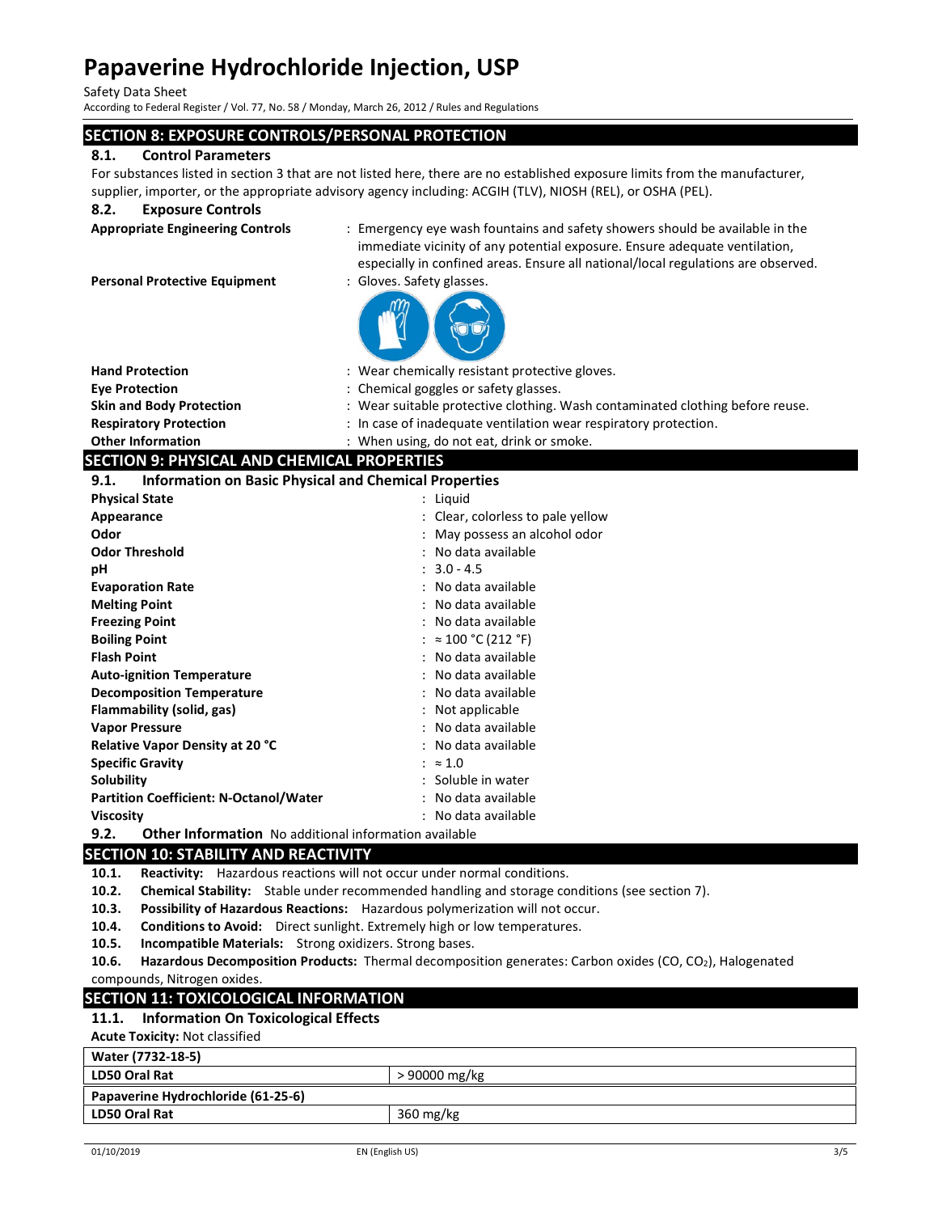## SECTION 8: EXPOSURE CONTROLS/PERSONAL PROTECTION

### 8.1. Control Parameters

For substances listed in section 3 that are not listed here, there are no established exposure limits from the manufacturer, supplier, importer, or the appropriate advisory agency including: ACGIH (TLV), NIOSH (REL), or OSHA (PEL).

### 8.2. Exposure Controls

**Appropriate Engineering Controls** : Emergency eye wash fountains and safety showers should be available in the immediate vicinity of any potential exposure. Ensure adequate ventilation, especially in confined areas. Ensure all national/local regulations are observed.

**Personal Protective Equipment** : Gloves. Safety glasses.

**Hand Protection** : Wear chemically resistant protective gloves.

**Eye Protection** : Chemical goggles or safety glasses.

**Skin and Body Protection** : Wear suitable protective clothing. Wash contaminated clothing before reuse.

**Respiratory Protection** : In case of inadequate ventilation wear respiratory protection.

**Other Information** : When using, do not eat, drink or smoke.

## SECTION 9: PHYSICAL AND CHEMICAL PROPERTIES

### 9.1. Information on Basic Physical and Chemical Properties

**Physical State** : Liquid

**Appearance** : Clear, colorless to pale yellow

**Odor** : May possess an alcohol odor

**Odor Threshold** : No data available

**pH** : 3.0 - 4.5

**Evaporation Rate** : No data available

**Melting Point** : No data available

**Freezing Point** : No data available

**Boiling Point** : ≈ 100 °C (212 °F)

**Flash Point** : No data available

**Auto-ignition Temperature** : No data available

**Decomposition Temperature** : No data available

**Flammability (solid, gas)** : Not applicable

**Vapor Pressure** : No data available

**Relative Vapor Density at 20 °C** : No data available

**Specific Gravity** : ≈ 1.0

**Solubility** : Soluble in water

**Partition Coefficient: N-Octanol/Water** : No data available

**Viscosity** : No data available

### 9.2. Other Information

No additional information available

## SECTION 10: STABILITY AND REACTIVITY

**10.1. Reactivity:** Hazardous reactions will not occur under normal conditions.

**10.2. Chemical Stability:** Stable under recommended handling and storage conditions (see section 7).

**10.3. Possibility of Hazardous Reactions:** Hazardous polymerization will not occur.

**10.4. Conditions to Avoid:** Direct sunlight. Extremely high or low temperatures.

**10.5. Incompatible Materials:** Strong oxidizers. Strong bases.

**10.6. Hazardous Decomposition Products:** Thermal decomposition generates: Carbon oxides (CO, $CO_2$), Halogenated compounds, Nitrogen oxides.

## SECTION 11: TOXICOLOGICAL INFORMATION

### 11.1. Information On Toxicological Effects

**Acute Toxicity:** Not classified

| Water (7732-18-5) | |
|---|---|
| **LD50 Oral Rat** | > 90000 mg/kg |
| **Papaverine Hydrochloride (61-25-6)** | |
| **LD50 Oral Rat** | 360 mg/kg |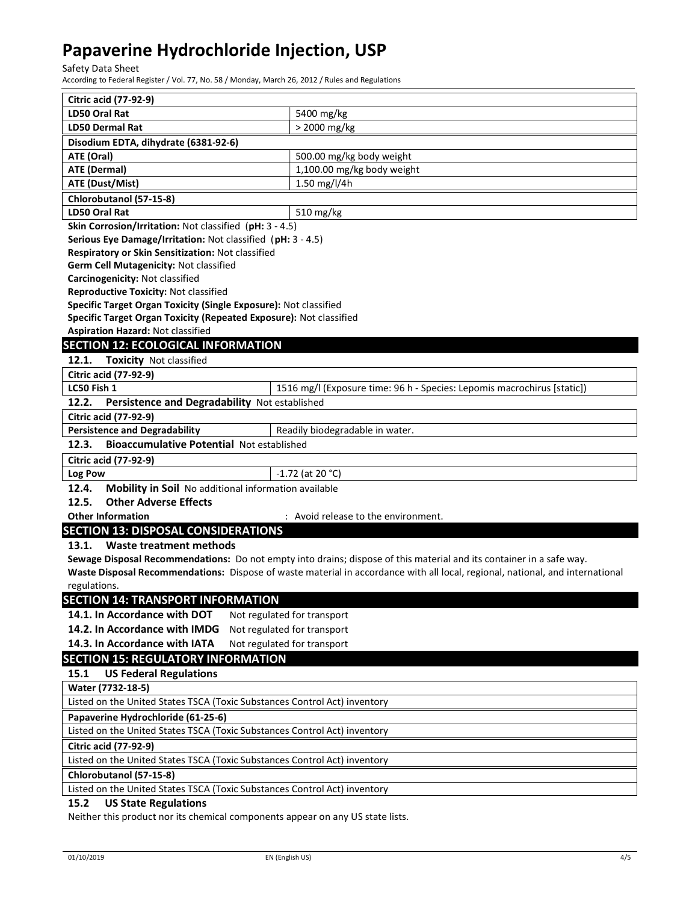| Citic acid (77-92-9) | |
|---|---|
| **LD50 Oral Rat** | 5400 mg/kg |
| **LD50 Dermal Rat** | > 2000 mg/kg |

| Disodium EDTA, dihydrate (6381-92-6) | |
|---|---|
| **ATE (Oral)** | 500.00 mg/kg body weight |
| **ATE (Dermal)** | 1,100.00 mg/kg body weight |
| **ATE (Dust/Mist)** | 1.50 mg/l/4h |

| Chlorobutanol (57-15-8) | |
|---|---|
| **LD50 Oral Rat** | 510 mg/kg |

**Skin Corrosion/Irritation:** Not classified (**pH:** 3 - 4.5)

**Serious Eye Damage/Irritation:** Not classified (**pH:** 3 - 4.5)

**Respiratory or Skin Sensitization:** Not classified

**Germ Cell Mutagenicity:** Not classified

**Carcinogenicity:** Not classified

**Reproductive Toxicity:** Not classified

**Specific Target Organ Toxicity (Single Exposure):** Not classified

**Specific Target Organ Toxicity (Repeated Exposure):** Not classified

**Aspiration Hazard:** Not classified

## SECTION 12: ECOLOGICAL INFORMATION

### 12.1. Toxicity Not classified

| Citric acid (77-92-9) | |
|---|---|
| **LC50 Fish 1** | 1516 mg/l (Exposure time: 96 h - Species: Lepomis macrochirus [static]) |

### 12.2. Persistence and Degradability Not established

| Citric acid (77-92-9) | |
|---|---|
| **Persistence and Degradability** | Readily biodegradable in water. |

### 12.3. Bioaccumulative Potential Not established

| Citric acid (77-92-9) | |
|---|---|
| **Log Pow** | -1.72 (at 20 °C) |

### 12.4. Mobility in Soil No additional information available

### 12.5. Other Adverse Effects

**Other Information** : Avoid release to the environment.

## SECTION 13: DISPOSAL CONSIDERATIONS

### 13.1. Waste treatment methods

**Sewage Disposal Recommendations:** Do not empty into drains; dispose of this material and its container in a safe way.

**Waste Disposal Recommendations:** Dispose of waste material in accordance with all local, regional, national, and international regulations.

## SECTION 14: TRANSPORT INFORMATION

**14.1. In Accordance with DOT** Not regulated for transport

**14.2. In Accordance with IMDG** Not regulated for transport

**14.3. In Accordance with IATA** Not regulated for transport

## SECTION 15: REGULATORY INFORMATION

### 15.1 US Federal Regulations

| Water (7732-18-5) |
|---|
| Listed on the United States TSCA (Toxic Substances Control Act) inventory |

| Papaverine Hydrochloride (61-25-6) |
|---|
| Listed on the United States TSCA (Toxic Substances Control Act) inventory |

| Citric acid (77-92-9) |
|---|
| Listed on the United States TSCA (Toxic Substances Control Act) inventory |

| Chlorobutanol (57-15-8) |
|---|
| Listed on the United States TSCA (Toxic Substances Control Act) inventory |

### 15.2 US State Regulations

Neither this product nor its chemical components appear on any US state lists.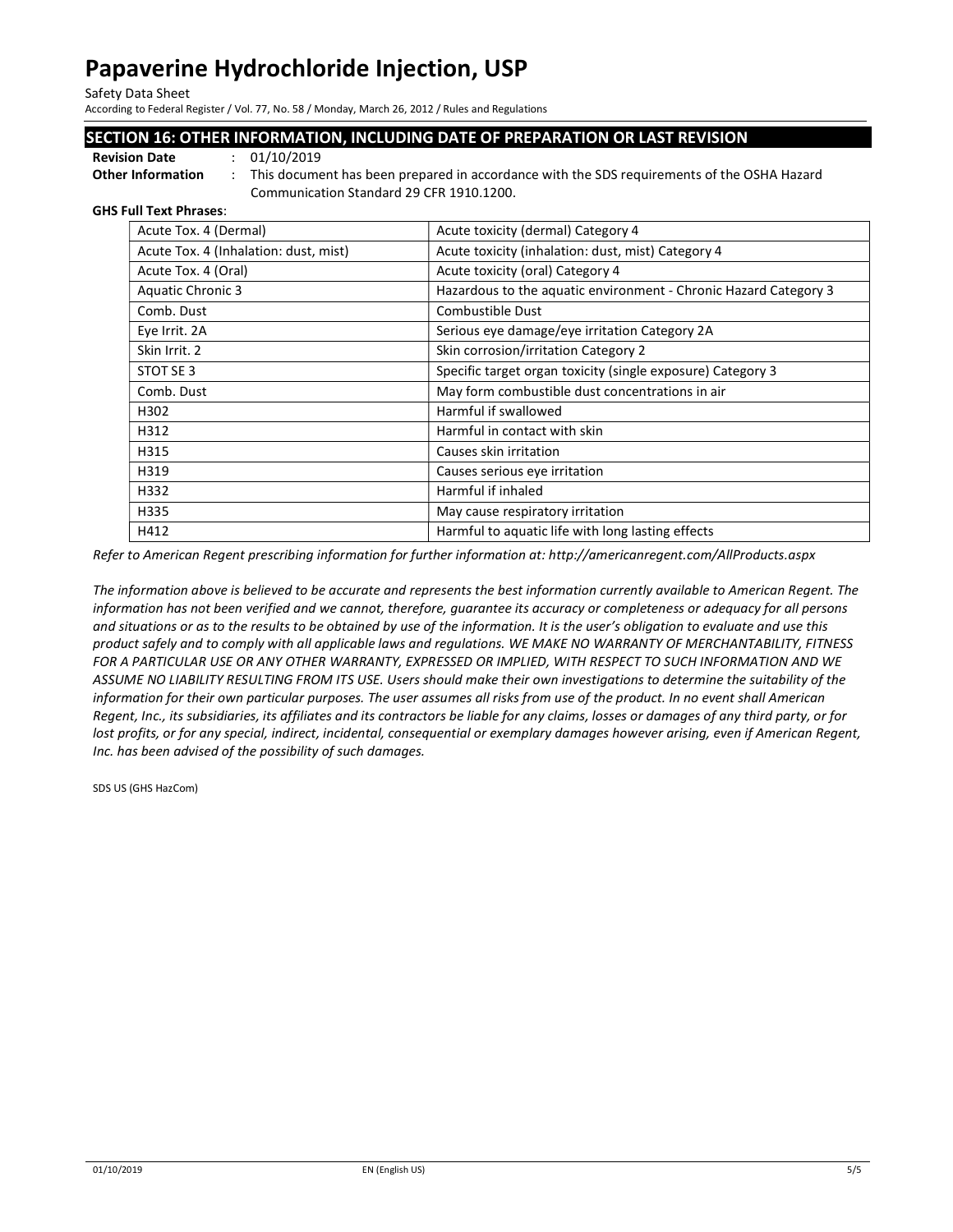## SECTION 16: OTHER INFORMATION, INCLUDING DATE OF PREPARATION OR LAST REVISION

**Revision Date** : 01/10/2019

**Other Information** : This document has been prepared in accordance with the SDS requirements of the OSHA Hazard Communication Standard 29 CFR 1910.1200.

**GHS Full Text Phrases**:

| | |
|---|---|
| Acute Tox. 4 (Dermal) | Acute toxicity (dermal) Category 4 |
| Acute Tox. 4 (Inhalation: dust, mist) | Acute toxicity (inhalation: dust, mist) Category 4 |
| Acute Tox. 4 (Oral) | Acute toxicity (oral) Category 4 |
| Aquatic Chronic 3 | Hazardous to the aquatic environment - Chronic Hazard Category 3 |
| Comb. Dust | Combustible Dust |
| Eye Irrit. 2A | Serious eye damage/eye irritation Category 2A |
| Skin Irrit. 2 | Skin corrosion/irritation Category 2 |
| STOT SE 3 | Specific target organ toxicity (single exposure) Category 3 |
| Comb. Dust | May form combustible dust concentrations in air |
| H302 | Harmful if swallowed |
| H312 | Harmful in contact with skin |
| H315 | Causes skin irritation |
| H319 | Causes serious eye irritation |
| H332 | Harmful if inhaled |
| H335 | May cause respiratory irritation |
| H412 | Harmful to aquatic life with long lasting effects |

*Refer to American Regent prescribing information for further information at: http://americanregent.com/AllProducts.aspx*

*The information above is believed to be accurate and represents the best information currently available to American Regent. The information has not been verified and we cannot, therefore, guarantee its accuracy or completeness or adequacy for all persons and situations or as to the results to be obtained by use of the information. It is the user's obligation to evaluate and use this product safely and to comply with all applicable laws and regulations. WE MAKE NO WARRANTY OF MERCHANTABILITY, FITNESS FOR A PARTICULAR USE OR ANY OTHER WARRANTY, EXPRESSED OR IMPLIED, WITH RESPECT TO SUCH INFORMATION AND WE ASSUME NO LIABILITY RESULTING FROM ITS USE. Users should make their own investigations to determine the suitability of the information for their own particular purposes. The user assumes all risks from use of the product. In no event shall American Regent, Inc., its subsidiaries, its affiliates and its contractors be liable for any claims, losses or damages of any third party, or for lost profits, or for any special, indirect, incidental, consequential or exemplary damages however arising, even if American Regent, Inc. has been advised of the possibility of such damages.*

SDS US (GHS HazCom)